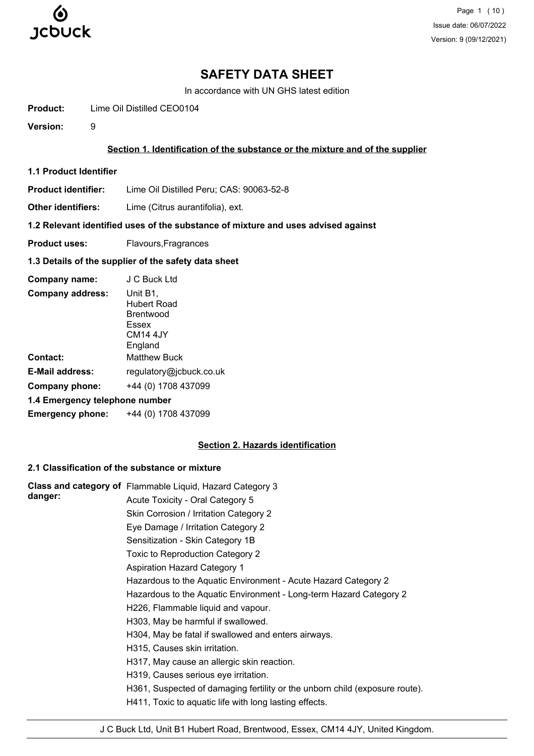# SAFETY DATA SHEET

In accordance with UN GHS latest edition

**Product:** Lime Oil Distilled CEO0104

**Version:** 9

## Section 1. Identification of the substance or the mixture and of the supplier

### 1.1 Product Identifier

**Product identifier:** Lime Oil Distilled Peru; CAS: 90063-52-8

**Other identifiers:** Lime (Citrus aurantifolia), ext.

### 1.2 Relevant identified uses of the substance of mixture and uses advised against

**Product uses:** Flavours,Fragrances

### 1.3 Details of the supplier of the safety data sheet

**Company name:** J C Buck Ltd

**Company address:** Unit B1,
Hubert Road
Brentwood
Essex
CM14 4JY
England

**Contact:** Matthew Buck

**E-Mail address:** regulatory@jcbuck.co.uk

**Company phone:** +44 (0) 1708 437099

### 1.4 Emergency telephone number

**Emergency phone:** +44 (0) 1708 437099

## Section 2. Hazards identification

### 2.1 Classification of the substance or mixture

**Class and category of danger:**

Flammable Liquid, Hazard Category 3
Acute Toxicity - Oral Category 5
Skin Corrosion / Irritation Category 2
Eye Damage / Irritation Category 2
Sensitization - Skin Category 1B
Toxic to Reproduction Category 2
Aspiration Hazard Category 1
Hazardous to the Aquatic Environment - Acute Hazard Category 2
Hazardous to the Aquatic Environment - Long-term Hazard Category 2
H226, Flammable liquid and vapour.
H303, May be harmful if swallowed.
H304, May be fatal if swallowed and enters airways.
H315, Causes skin irritation.
H317, May cause an allergic skin reaction.
H319, Causes serious eye irritation.
H361, Suspected of damaging fertility or the unborn child (exposure route).
H411, Toxic to aquatic life with long lasting effects.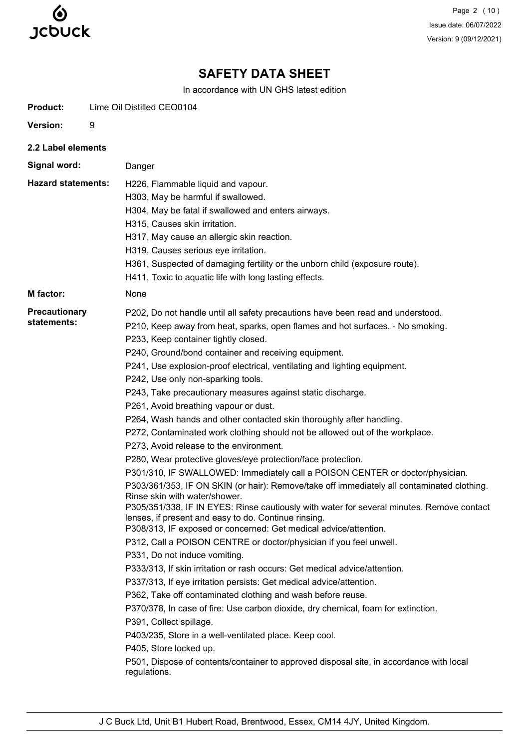# SAFETY DATA SHEET

In accordance with UN GHS latest edition

**Product:** Lime Oil Distilled CEO0104

**Version:** 9

### 2.2 Label elements

**Signal word:** Danger

**Hazard statements:**

H226, Flammable liquid and vapour.
H303, May be harmful if swallowed.
H304, May be fatal if swallowed and enters airways.
H315, Causes skin irritation.
H317, May cause an allergic skin reaction.
H319, Causes serious eye irritation.
H361, Suspected of damaging fertility or the unborn child (exposure route).
H411, Toxic to aquatic life with long lasting effects.

**M factor:** None

**Precautionary statements:**

P202, Do not handle until all safety precautions have been read and understood.
P210, Keep away from heat, sparks, open flames and hot surfaces. - No smoking.
P233, Keep container tightly closed.
P240, Ground/bond container and receiving equipment.
P241, Use explosion-proof electrical, ventilating and lighting equipment.
P242, Use only non-sparking tools.
P243, Take precautionary measures against static discharge.
P261, Avoid breathing vapour or dust.
P264, Wash hands and other contacted skin thoroughly after handling.
P272, Contaminated work clothing should not be allowed out of the workplace.
P273, Avoid release to the environment.
P280, Wear protective gloves/eye protection/face protection.
P301/310, IF SWALLOWED: Immediately call a POISON CENTER or doctor/physician.
P303/361/353, IF ON SKIN (or hair): Remove/take off immediately all contaminated clothing. Rinse skin with water/shower.
P305/351/338, IF IN EYES: Rinse cautiously with water for several minutes. Remove contact lenses, if present and easy to do. Continue rinsing.
P308/313, IF exposed or concerned: Get medical advice/attention.
P312, Call a POISON CENTRE or doctor/physician if you feel unwell.
P331, Do not induce vomiting.
P333/313, If skin irritation or rash occurs: Get medical advice/attention.
P337/313, If eye irritation persists: Get medical advice/attention.
P362, Take off contaminated clothing and wash before reuse.
P370/378, In case of fire: Use carbon dioxide, dry chemical, foam for extinction.
P391, Collect spillage.
P403/235, Store in a well-ventilated place. Keep cool.
P405, Store locked up.
P501, Dispose of contents/container to approved disposal site, in accordance with local regulations.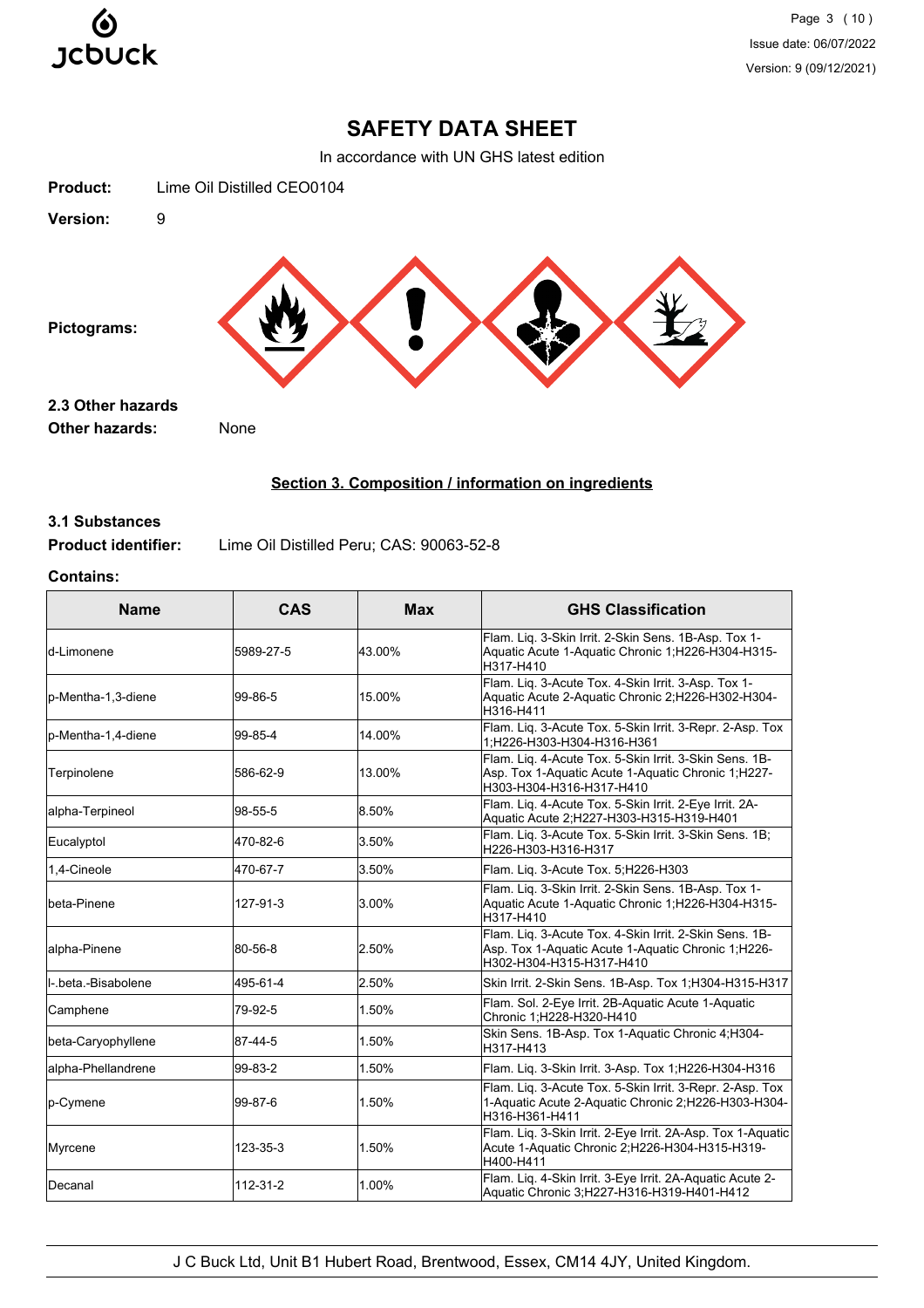# SAFETY DATA SHEET

In accordance with UN GHS latest edition

**Product:** Lime Oil Distilled CEO0104

**Version:** 9

**Pictograms:**

### 2.3 Other hazards

**Other hazards:** None

## Section 3. Composition / information on ingredients

### 3.1 Substances

**Product identifier:** Lime Oil Distilled Peru; CAS: 90063-52-8

**Contains:**

| Name | CAS | Max | GHS Classification |
|---|---|---|---|
| d-Limonene | 5989-27-5 | 43.00% | Flam. Liq. 3-Skin Irrit. 2-Skin Sens. 1B-Asp. Tox 1-Aquatic Acute 1-Aquatic Chronic 1;H226-H304-H315-H317-H410 |
| p-Mentha-1,3-diene | 99-86-5 | 15.00% | Flam. Liq. 3-Acute Tox. 4-Skin Irrit. 3-Asp. Tox 1-Aquatic Acute 2-Aquatic Chronic 2;H226-H302-H304-H316-H411 |
| p-Mentha-1,4-diene | 99-85-4 | 14.00% | Flam. Liq. 3-Acute Tox. 5-Skin Irrit. 3-Repr. 2-Asp. Tox 1;H226-H303-H304-H316-H361 |
| Terpinolene | 586-62-9 | 13.00% | Flam. Liq. 4-Acute Tox. 5-Skin Irrit. 3-Skin Sens. 1B-Asp. Tox 1-Aquatic Acute 1-Aquatic Chronic 1;H227-H303-H304-H316-H317-H410 |
| alpha-Terpineol | 98-55-5 | 8.50% | Flam. Liq. 4-Acute Tox. 5-Skin Irrit. 2-Eye Irrit. 2A-Aquatic Acute 2;H227-H303-H315-H319-H401 |
| Eucalyptol | 470-82-6 | 3.50% | Flam. Liq. 3-Acute Tox. 5-Skin Irrit. 3-Skin Sens. 1B;H226-H303-H316-H317 |
| 1,4-Cineole | 470-67-7 | 3.50% | Flam. Liq. 3-Acute Tox. 5;H226-H303 |
| beta-Pinene | 127-91-3 | 3.00% | Flam. Liq. 3-Skin Irrit. 2-Skin Sens. 1B-Asp. Tox 1-Aquatic Acute 1-Aquatic Chronic 1;H226-H304-H315-H317-H410 |
| alpha-Pinene | 80-56-8 | 2.50% | Flam. Liq. 3-Acute Tox. 4-Skin Irrit. 2-Skin Sens. 1B-Asp. Tox 1-Aquatic Acute 1-Aquatic Chronic 1;H226-H302-H304-H315-H317-H410 |
| l-.beta.-Bisabolene | 495-61-4 | 2.50% | Skin Irrit. 2-Skin Sens. 1B-Asp. Tox 1;H304-H315-H317 |
| Camphene | 79-92-5 | 1.50% | Flam. Sol. 2-Eye Irrit. 2B-Aquatic Acute 1-Aquatic Chronic 1;H228-H320-H410 |
| beta-Caryophyllene | 87-44-5 | 1.50% | Skin Sens. 1B-Asp. Tox 1-Aquatic Chronic 4;H304-H317-H413 |
| alpha-Phellandrene | 99-83-2 | 1.50% | Flam. Liq. 3-Skin Irrit. 3-Asp. Tox 1;H226-H304-H316 |
| p-Cymene | 99-87-6 | 1.50% | Flam. Liq. 3-Acute Tox. 5-Skin Irrit. 3-Repr. 2-Asp. Tox 1-Aquatic Acute 2-Aquatic Chronic 2;H226-H303-H304-H316-H361-H411 |
| Myrcene | 123-35-3 | 1.50% | Flam. Liq. 3-Skin Irrit. 2-Eye Irrit. 2A-Asp. Tox 1-Aquatic Acute 1-Aquatic Chronic 2;H226-H304-H315-H319-H400-H411 |
| Decanal | 112-31-2 | 1.00% | Flam. Liq. 4-Skin Irrit. 3-Eye Irrit. 2A-Aquatic Acute 2-Aquatic Chronic 3;H227-H316-H319-H401-H412 |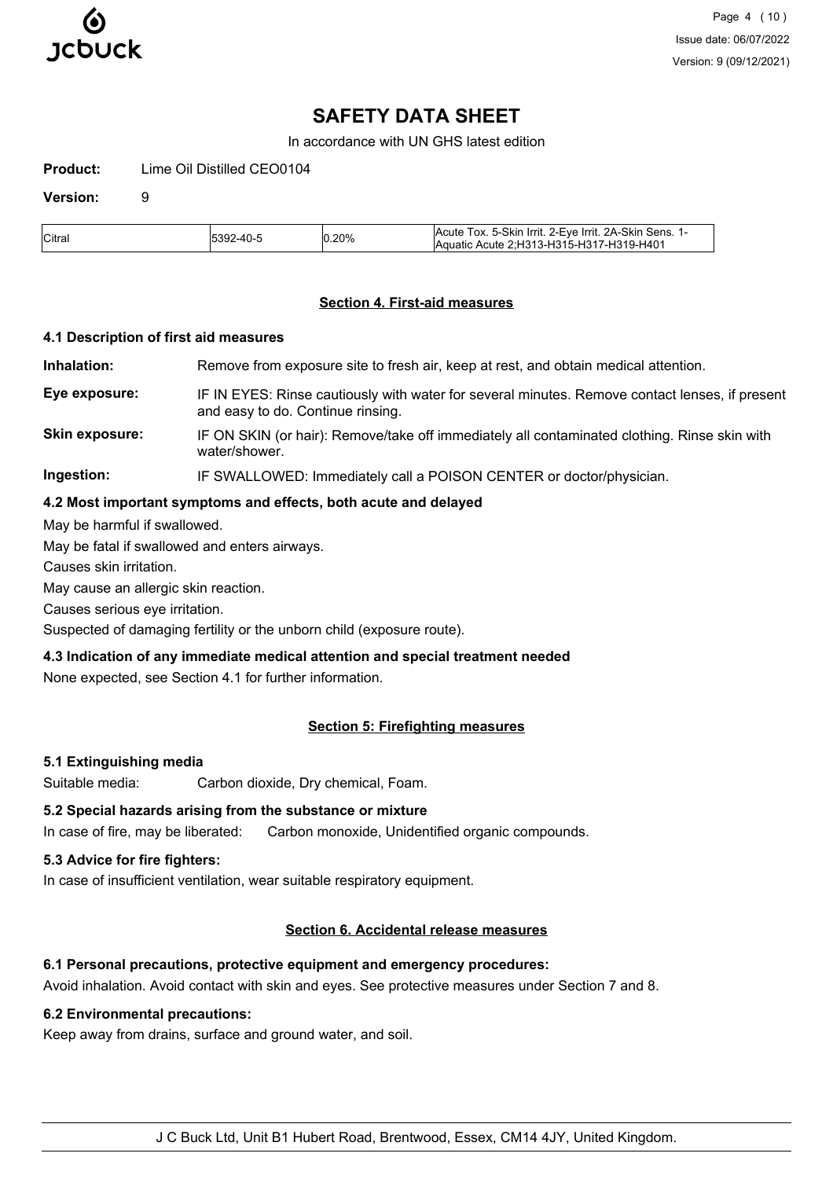# SAFETY DATA SHEET

In accordance with UN GHS latest edition

**Product:** Lime Oil Distilled CEO0104

**Version:** 9

| Citral | 5392-40-5 | 0.20% | Acute Tox. 5-Skin Irrit. 2-Eye Irrit. 2A-Skin Sens. 1-Aquatic Acute 2;H313-H315-H317-H319-H401 |
|---|---|---|---|

## Section 4. First-aid measures

### 4.1 Description of first aid measures

**Inhalation:** Remove from exposure site to fresh air, keep at rest, and obtain medical attention.

**Eye exposure:** IF IN EYES: Rinse cautiously with water for several minutes. Remove contact lenses, if present and easy to do. Continue rinsing.

**Skin exposure:** IF ON SKIN (or hair): Remove/take off immediately all contaminated clothing. Rinse skin with water/shower.

**Ingestion:** IF SWALLOWED: Immediately call a POISON CENTER or doctor/physician.

### 4.2 Most important symptoms and effects, both acute and delayed

May be harmful if swallowed.

May be fatal if swallowed and enters airways.

Causes skin irritation.

May cause an allergic skin reaction.

Causes serious eye irritation.

Suspected of damaging fertility or the unborn child (exposure route).

### 4.3 Indication of any immediate medical attention and special treatment needed

None expected, see Section 4.1 for further information.

## Section 5: Firefighting measures

### 5.1 Extinguishing media

Suitable media: Carbon dioxide, Dry chemical, Foam.

### 5.2 Special hazards arising from the substance or mixture

In case of fire, may be liberated: Carbon monoxide, Unidentified organic compounds.

### 5.3 Advice for fire fighters:

In case of insufficient ventilation, wear suitable respiratory equipment.

## Section 6. Accidental release measures

### 6.1 Personal precautions, protective equipment and emergency procedures:

Avoid inhalation. Avoid contact with skin and eyes. See protective measures under Section 7 and 8.

### 6.2 Environmental precautions:

Keep away from drains, surface and ground water, and soil.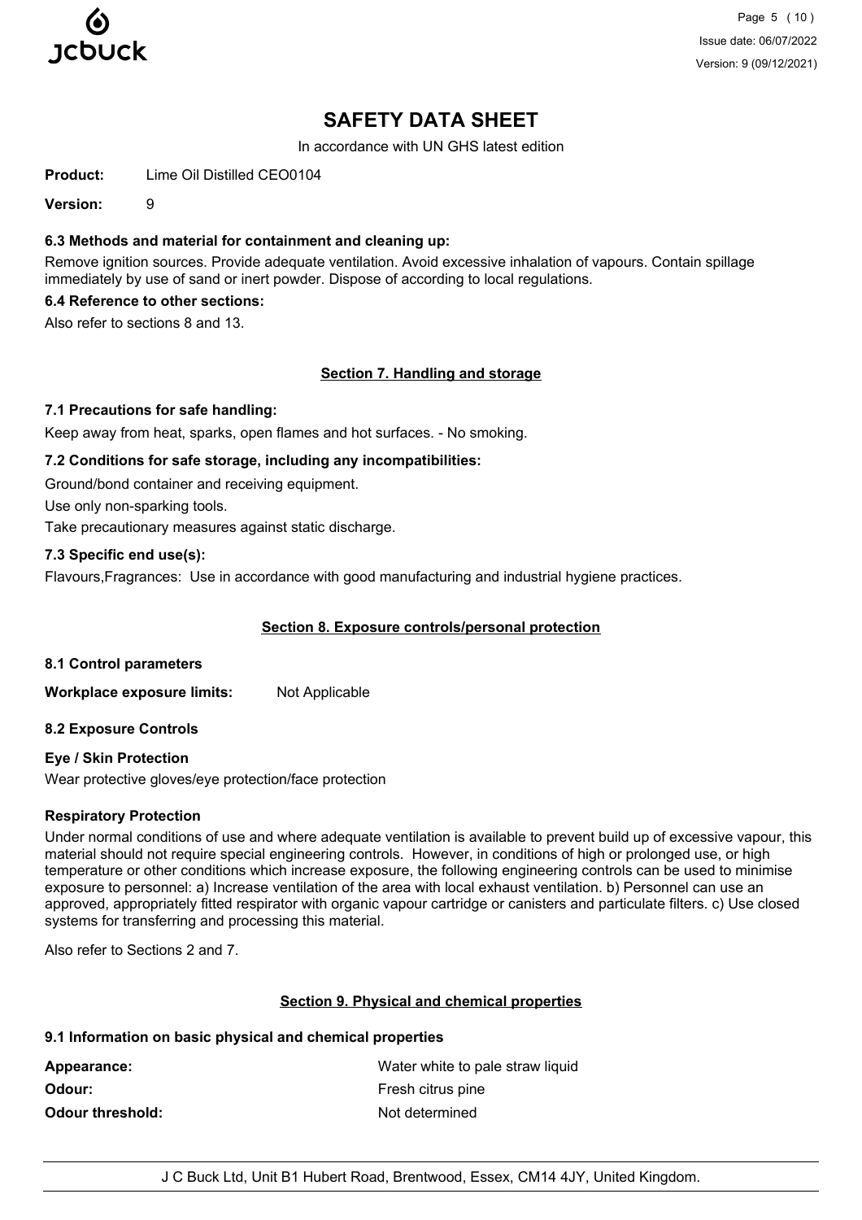# SAFETY DATA SHEET

In accordance with UN GHS latest edition

**Product:** Lime Oil Distilled CEO0104

**Version:** 9

### 6.3 Methods and material for containment and cleaning up:

Remove ignition sources. Provide adequate ventilation. Avoid excessive inhalation of vapours. Contain spillage immediately by use of sand or inert powder. Dispose of according to local regulations.

### 6.4 Reference to other sections:

Also refer to sections 8 and 13.

## Section 7. Handling and storage

### 7.1 Precautions for safe handling:

Keep away from heat, sparks, open flames and hot surfaces. - No smoking.

### 7.2 Conditions for safe storage, including any incompatibilities:

Ground/bond container and receiving equipment.

Use only non-sparking tools.

Take precautionary measures against static discharge.

### 7.3 Specific end use(s):

Flavours,Fragrances: Use in accordance with good manufacturing and industrial hygiene practices.

## Section 8. Exposure controls/personal protection

### 8.1 Control parameters

**Workplace exposure limits:** Not Applicable

### 8.2 Exposure Controls

**Eye / Skin Protection**

Wear protective gloves/eye protection/face protection

**Respiratory Protection**

Under normal conditions of use and where adequate ventilation is available to prevent build up of excessive vapour, this material should not require special engineering controls. However, in conditions of high or prolonged use, or high temperature or other conditions which increase exposure, the following engineering controls can be used to minimise exposure to personnel: a) Increase ventilation of the area with local exhaust ventilation. b) Personnel can use an approved, appropriately fitted respirator with organic vapour cartridge or canisters and particulate filters. c) Use closed systems for transferring and processing this material.

Also refer to Sections 2 and 7.

## Section 9. Physical and chemical properties

### 9.1 Information on basic physical and chemical properties

| | |
|---|---|
| **Appearance:** | Water white to pale straw liquid |
| **Odour:** | Fresh citrus pine |
| **Odour threshold:** | Not determined |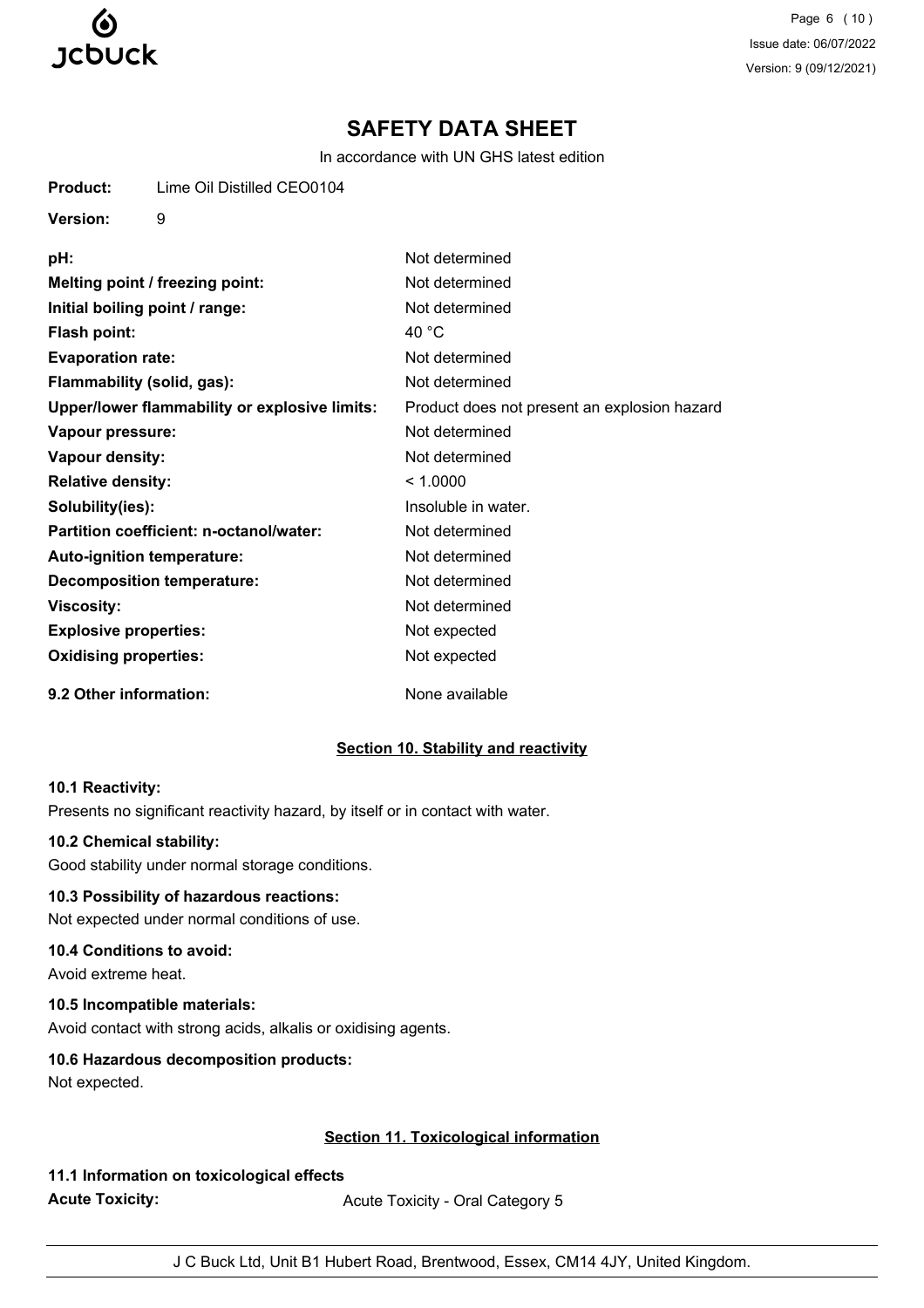# SAFETY DATA SHEET

In accordance with UN GHS latest edition

**Product:** Lime Oil Distilled CEO0104

**Version:** 9

| | |
|---|---|
| **pH:** | Not determined |
| **Melting point / freezing point:** | Not determined |
| **Initial boiling point / range:** | Not determined |
| **Flash point:** | 40 °C |
| **Evaporation rate:** | Not determined |
| **Flammability (solid, gas):** | Not determined |
| **Upper/lower flammability or explosive limits:** | Product does not present an explosion hazard |
| **Vapour pressure:** | Not determined |
| **Vapour density:** | Not determined |
| **Relative density:** | < 1.0000 |
| **Solubility(ies):** | Insoluble in water. |
| **Partition coefficient: n-octanol/water:** | Not determined |
| **Auto-ignition temperature:** | Not determined |
| **Decomposition temperature:** | Not determined |
| **Viscosity:** | Not determined |
| **Explosive properties:** | Not expected |
| **Oxidising properties:** | Not expected |
| **9.2 Other information:** | None available |

## Section 10. Stability and reactivity

**10.1 Reactivity:**

Presents no significant reactivity hazard, by itself or in contact with water.

**10.2 Chemical stability:**

Good stability under normal storage conditions.

**10.3 Possibility of hazardous reactions:**

Not expected under normal conditions of use.

**10.4 Conditions to avoid:**

Avoid extreme heat.

**10.5 Incompatible materials:**

Avoid contact with strong acids, alkalis or oxidising agents.

**10.6 Hazardous decomposition products:**

Not expected.

## Section 11. Toxicological information

**11.1 Information on toxicological effects**

**Acute Toxicity:** Acute Toxicity - Oral Category 5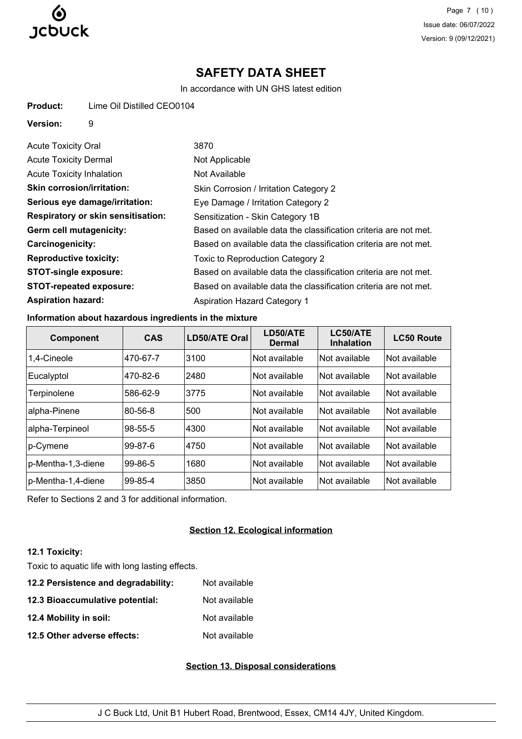# SAFETY DATA SHEET

In accordance with UN GHS latest edition

**Product:** Lime Oil Distilled CEO0104

**Version:** 9

| | |
|---|---|
| Acute Toxicity Oral | 3870 |
| Acute Toxicity Dermal | Not Applicable |
| Acute Toxicity Inhalation | Not Available |
| **Skin corrosion/irritation:** | Skin Corrosion / Irritation Category 2 |
| **Serious eye damage/irritation:** | Eye Damage / Irritation Category 2 |
| **Respiratory or skin sensitisation:** | Sensitization - Skin Category 1B |
| **Germ cell mutagenicity:** | Based on available data the classification criteria are not met. |
| **Carcinogenicity:** | Based on available data the classification criteria are not met. |
| **Reproductive toxicity:** | Toxic to Reproduction Category 2 |
| **STOT-single exposure:** | Based on available data the classification criteria are not met. |
| **STOT-repeated exposure:** | Based on available data the classification criteria are not met. |
| **Aspiration hazard:** | Aspiration Hazard Category 1 |

**Information about hazardous ingredients in the mixture**

| Component | CAS | LD50/ATE Oral | LD50/ATE Dermal | LC50/ATE Inhalation | LC50 Route |
|---|---|---|---|---|---|
| 1,4-Cineole | 470-67-7 | 3100 | Not available | Not available | Not available |
| Eucalyptol | 470-82-6 | 2480 | Not available | Not available | Not available |
| Terpinolene | 586-62-9 | 3775 | Not available | Not available | Not available |
| alpha-Pinene | 80-56-8 | 500 | Not available | Not available | Not available |
| alpha-Terpineol | 98-55-5 | 4300 | Not available | Not available | Not available |
| p-Cymene | 99-87-6 | 4750 | Not available | Not available | Not available |
| p-Mentha-1,3-diene | 99-86-5 | 1680 | Not available | Not available | Not available |
| p-Mentha-1,4-diene | 99-85-4 | 3850 | Not available | Not available | Not available |

Refer to Sections 2 and 3 for additional information.

## Section 12. Ecological information

**12.1 Toxicity:**

Toxic to aquatic life with long lasting effects.

**12.2 Persistence and degradability:** Not available

**12.3 Bioaccumulative potential:** Not available

**12.4 Mobility in soil:** Not available

**12.5 Other adverse effects:** Not available

## Section 13. Disposal considerations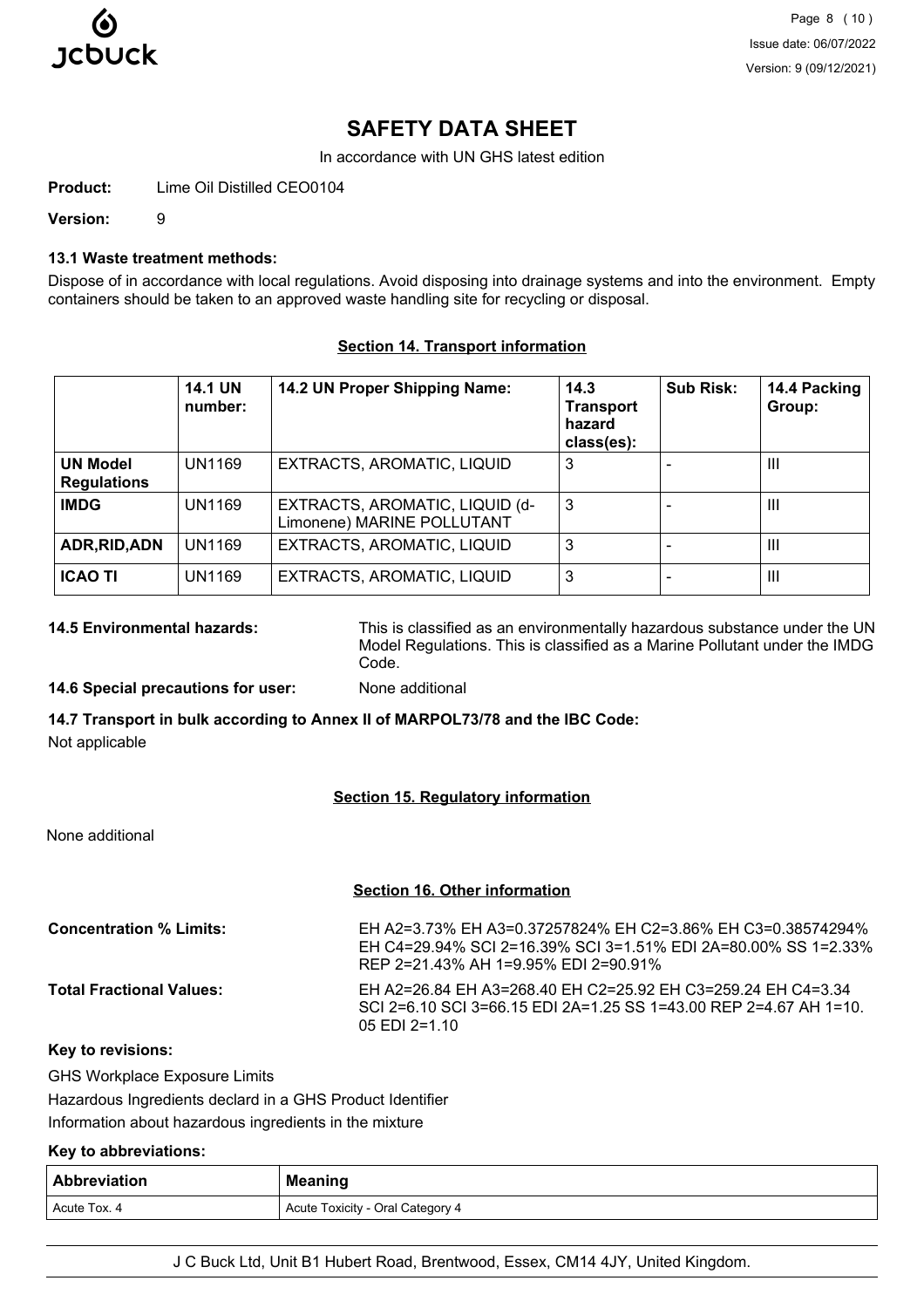# SAFETY DATA SHEET

In accordance with UN GHS latest edition

**Product:** Lime Oil Distilled CEO0104

**Version:** 9

### 13.1 Waste treatment methods:

Dispose of in accordance with local regulations. Avoid disposing into drainage systems and into the environment. Empty containers should be taken to an approved waste handling site for recycling or disposal.

## Section 14. Transport information

| | 14.1 UN number: | 14.2 UN Proper Shipping Name: | 14.3 Transport hazard class(es): | Sub Risk: | 14.4 Packing Group: |
|---|---|---|---|---|---|
| **UN Model Regulations** | UN1169 | EXTRACTS, AROMATIC, LIQUID | 3 | - | III |
| **IMDG** | UN1169 | EXTRACTS, AROMATIC, LIQUID (d-Limonene) MARINE POLLUTANT | 3 | - | III |
| **ADR,RID,ADN** | UN1169 | EXTRACTS, AROMATIC, LIQUID | 3 | - | III |
| **ICAO TI** | UN1169 | EXTRACTS, AROMATIC, LIQUID | 3 | - | III |

**14.5 Environmental hazards:** This is classified as an environmentally hazardous substance under the UN Model Regulations. This is classified as a Marine Pollutant under the IMDG Code.

**14.6 Special precautions for user:** None additional

**14.7 Transport in bulk according to Annex II of MARPOL73/78 and the IBC Code:**

Not applicable

## Section 15. Regulatory information

None additional

## Section 16. Other information

**Concentration % Limits:** EH A2=3.73% EH A3=0.37257824% EH C2=3.86% EH C3=0.38574294% EH C4=29.94% SCI 2=16.39% SCI 3=1.51% EDI 2A=80.00% SS 1=2.33% REP 2=21.43% AH 1=9.95% EDI 2=90.91%

**Total Fractional Values:** EH A2=26.84 EH A3=268.40 EH C2=25.92 EH C3=259.24 EH C4=3.34 SCI 2=6.10 SCI 3=66.15 EDI 2A=1.25 SS 1=43.00 REP 2=4.67 AH 1=10.05 EDI 2=1.10

**Key to revisions:**

GHS Workplace Exposure Limits

Hazardous Ingredients declard in a GHS Product Identifier

Information about hazardous ingredients in the mixture

**Key to abbreviations:**

| Abbreviation | Meaning |
|---|---|
| Acute Tox. 4 | Acute Toxicity - Oral Category 4 |

J C Buck Ltd, Unit B1 Hubert Road, Brentwood, Essex, CM14 4JY, United Kingdom.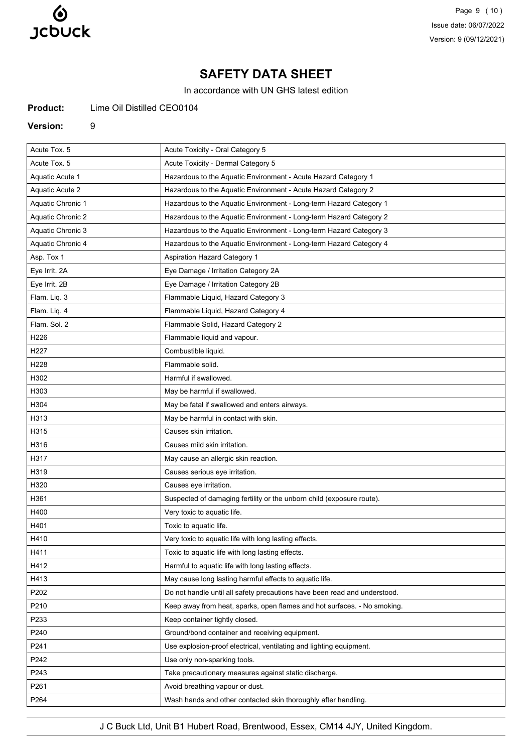# SAFETY DATA SHEET

In accordance with UN GHS latest edition

**Product:** Lime Oil Distilled CEO0104

**Version:** 9

| | |
|---|---|
| Acute Tox. 5 | Acute Toxicity - Oral Category 5 |
| Acute Tox. 5 | Acute Toxicity - Dermal Category 5 |
| Aquatic Acute 1 | Hazardous to the Aquatic Environment - Acute Hazard Category 1 |
| Aquatic Acute 2 | Hazardous to the Aquatic Environment - Acute Hazard Category 2 |
| Aquatic Chronic 1 | Hazardous to the Aquatic Environment - Long-term Hazard Category 1 |
| Aquatic Chronic 2 | Hazardous to the Aquatic Environment - Long-term Hazard Category 2 |
| Aquatic Chronic 3 | Hazardous to the Aquatic Environment - Long-term Hazard Category 3 |
| Aquatic Chronic 4 | Hazardous to the Aquatic Environment - Long-term Hazard Category 4 |
| Asp. Tox 1 | Aspiration Hazard Category 1 |
| Eye Irrit. 2A | Eye Damage / Irritation Category 2A |
| Eye Irrit. 2B | Eye Damage / Irritation Category 2B |
| Flam. Liq. 3 | Flammable Liquid, Hazard Category 3 |
| Flam. Liq. 4 | Flammable Liquid, Hazard Category 4 |
| Flam. Sol. 2 | Flammable Solid, Hazard Category 2 |
| H226 | Flammable liquid and vapour. |
| H227 | Combustible liquid. |
| H228 | Flammable solid. |
| H302 | Harmful if swallowed. |
| H303 | May be harmful if swallowed. |
| H304 | May be fatal if swallowed and enters airways. |
| H313 | May be harmful in contact with skin. |
| H315 | Causes skin irritation. |
| H316 | Causes mild skin irritation. |
| H317 | May cause an allergic skin reaction. |
| H319 | Causes serious eye irritation. |
| H320 | Causes eye irritation. |
| H361 | Suspected of damaging fertility or the unborn child (exposure route). |
| H400 | Very toxic to aquatic life. |
| H401 | Toxic to aquatic life. |
| H410 | Very toxic to aquatic life with long lasting effects. |
| H411 | Toxic to aquatic life with long lasting effects. |
| H412 | Harmful to aquatic life with long lasting effects. |
| H413 | May cause long lasting harmful effects to aquatic life. |
| P202 | Do not handle until all safety precautions have been read and understood. |
| P210 | Keep away from heat, sparks, open flames and hot surfaces. - No smoking. |
| P233 | Keep container tightly closed. |
| P240 | Ground/bond container and receiving equipment. |
| P241 | Use explosion-proof electrical, ventilating and lighting equipment. |
| P242 | Use only non-sparking tools. |
| P243 | Take precautionary measures against static discharge. |
| P261 | Avoid breathing vapour or dust. |
| P264 | Wash hands and other contacted skin thoroughly after handling. |

J C Buck Ltd, Unit B1 Hubert Road, Brentwood, Essex, CM14 4JY, United Kingdom.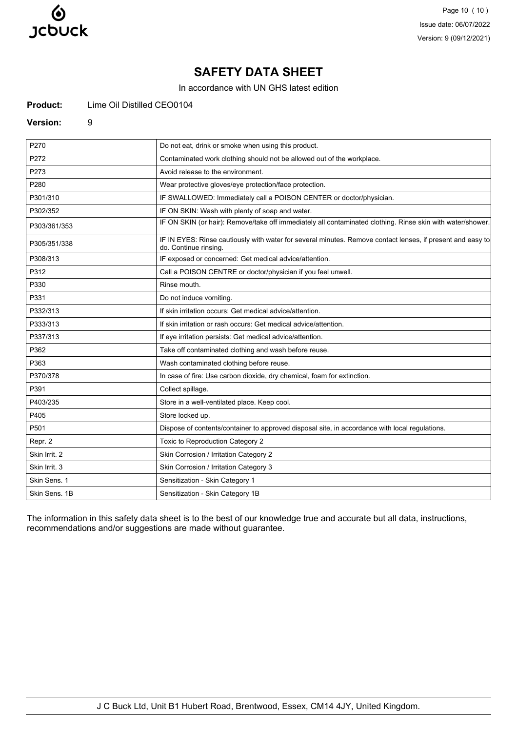# SAFETY DATA SHEET

In accordance with UN GHS latest edition

**Product:** Lime Oil Distilled CEO0104

**Version:** 9

| | |
|---|---|
| P270 | Do not eat, drink or smoke when using this product. |
| P272 | Contaminated work clothing should not be allowed out of the workplace. |
| P273 | Avoid release to the environment. |
| P280 | Wear protective gloves/eye protection/face protection. |
| P301/310 | IF SWALLOWED: Immediately call a POISON CENTER or doctor/physician. |
| P302/352 | IF ON SKIN: Wash with plenty of soap and water. |
| P303/361/353 | IF ON SKIN (or hair): Remove/take off immediately all contaminated clothing. Rinse skin with water/shower. |
| P305/351/338 | IF IN EYES: Rinse cautiously with water for several minutes. Remove contact lenses, if present and easy to do. Continue rinsing. |
| P308/313 | IF exposed or concerned: Get medical advice/attention. |
| P312 | Call a POISON CENTRE or doctor/physician if you feel unwell. |
| P330 | Rinse mouth. |
| P331 | Do not induce vomiting. |
| P332/313 | If skin irritation occurs: Get medical advice/attention. |
| P333/313 | If skin irritation or rash occurs: Get medical advice/attention. |
| P337/313 | If eye irritation persists: Get medical advice/attention. |
| P362 | Take off contaminated clothing and wash before reuse. |
| P363 | Wash contaminated clothing before reuse. |
| P370/378 | In case of fire: Use carbon dioxide, dry chemical, foam for extinction. |
| P391 | Collect spillage. |
| P403/235 | Store in a well-ventilated place. Keep cool. |
| P405 | Store locked up. |
| P501 | Dispose of contents/container to approved disposal site, in accordance with local regulations. |
| Repr. 2 | Toxic to Reproduction Category 2 |
| Skin Irrit. 2 | Skin Corrosion / Irritation Category 2 |
| Skin Irrit. 3 | Skin Corrosion / Irritation Category 3 |
| Skin Sens. 1 | Sensitization - Skin Category 1 |
| Skin Sens. 1B | Sensitization - Skin Category 1B |

The information in this safety data sheet is to the best of our knowledge true and accurate but all data, instructions, recommendations and/or suggestions are made without guarantee.

J C Buck Ltd, Unit B1 Hubert Road, Brentwood, Essex, CM14 4JY, United Kingdom.